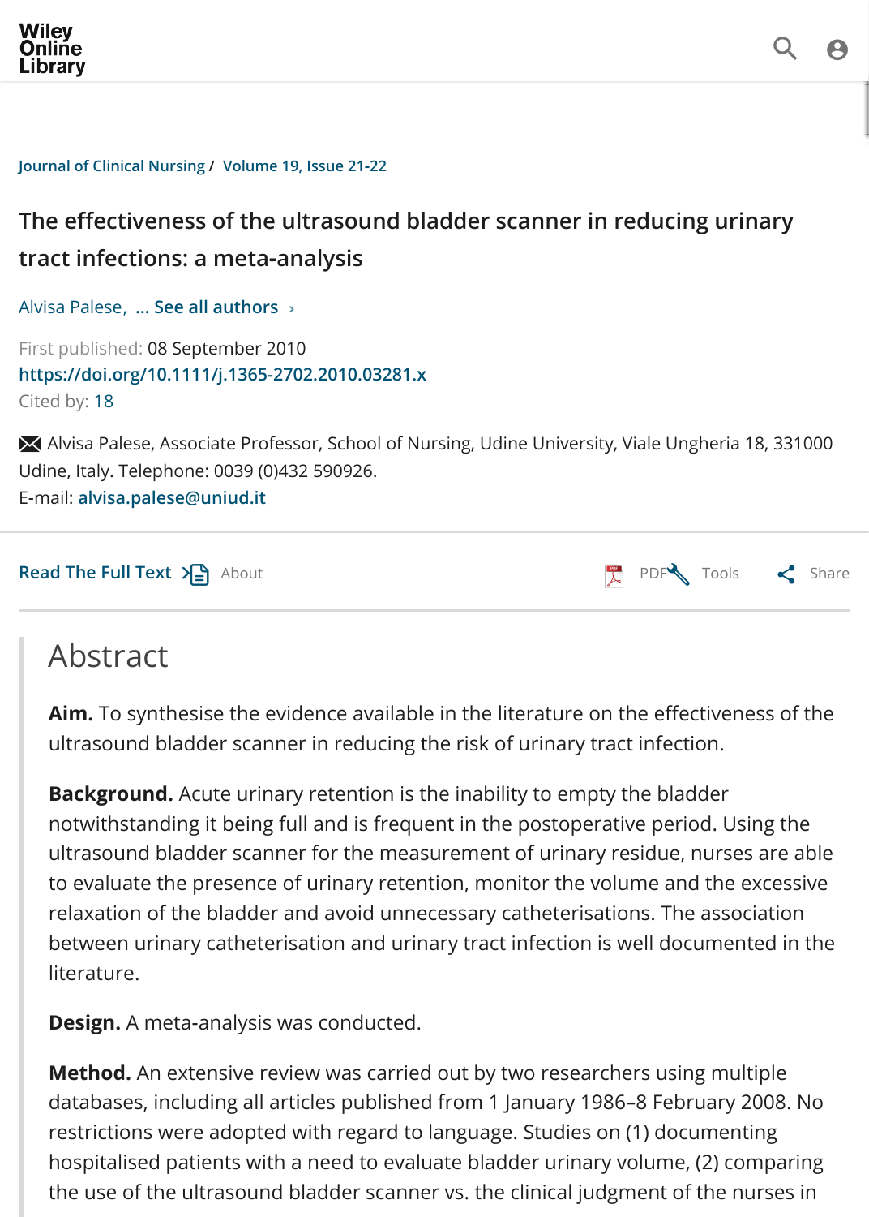Journal of Clinical Nursing / Volume 19, Issue 21-22

# The effectiveness of the ultrasound bladder scanner in reducing urinary tract infections: a meta-analysis

Alvisa Palese, ... See all authors ›

First published: 08 September 2010
https://doi.org/10.1111/j.1365-2702.2010.03281.x
Cited by: 18

Alvisa Palese, Associate Professor, School of Nursing, Udine University, Viale Ungheria 18, 331000 Udine, Italy. Telephone: 0039 (0)432 590926.
E-mail: alvisa.palese@uniud.it

## Abstract

**Aim.** To synthesise the evidence available in the literature on the effectiveness of the ultrasound bladder scanner in reducing the risk of urinary tract infection.

**Background.** Acute urinary retention is the inability to empty the bladder notwithstanding it being full and is frequent in the postoperative period. Using the ultrasound bladder scanner for the measurement of urinary residue, nurses are able to evaluate the presence of urinary retention, monitor the volume and the excessive relaxation of the bladder and avoid unnecessary catheterisations. The association between urinary catheterisation and urinary tract infection is well documented in the literature.

**Design.** A meta-analysis was conducted.

**Method.** An extensive review was carried out by two researchers using multiple databases, including all articles published from 1 January 1986–8 February 2008. No restrictions were adopted with regard to language. Studies on (1) documenting hospitalised patients with a need to evaluate bladder urinary volume, (2) comparing the use of the ultrasound bladder scanner vs. the clinical judgment of the nurses in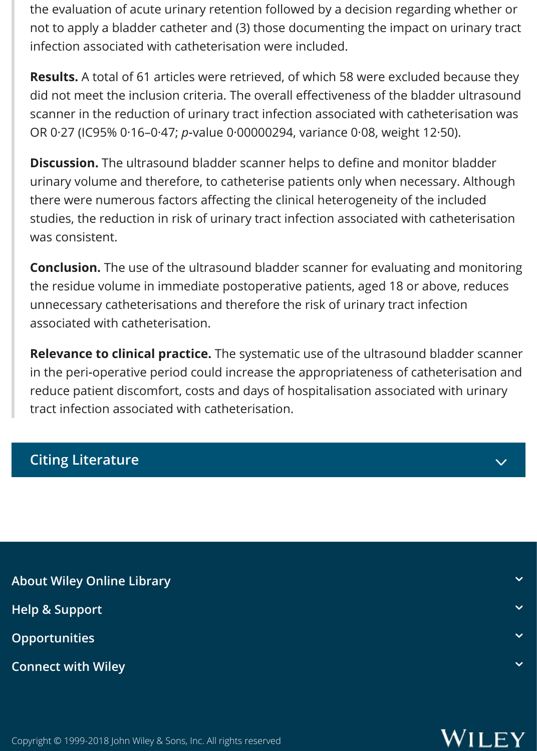the evaluation of acute urinary retention followed by a decision regarding whether or not to apply a bladder catheter and (3) those documenting the impact on urinary tract infection associated with catheterisation were included.

**Results.** A total of 61 articles were retrieved, of which 58 were excluded because they did not meet the inclusion criteria. The overall effectiveness of the bladder ultrasound scanner in the reduction of urinary tract infection associated with catheterisation was OR 0·27 (IC95% 0·16–0·47; *p*-value 0·00000294, variance 0·08, weight 12·50).

**Discussion.** The ultrasound bladder scanner helps to define and monitor bladder urinary volume and therefore, to catheterise patients only when necessary. Although there were numerous factors affecting the clinical heterogeneity of the included studies, the reduction in risk of urinary tract infection associated with catheterisation was consistent.

**Conclusion.** The use of the ultrasound bladder scanner for evaluating and monitoring the residue volume in immediate postoperative patients, aged 18 or above, reduces unnecessary catheterisations and therefore the risk of urinary tract infection associated with catheterisation.

**Relevance to clinical practice.** The systematic use of the ultrasound bladder scanner in the peri-operative period could increase the appropriateness of catheterisation and reduce patient discomfort, costs and days of hospitalisation associated with urinary tract infection associated with catheterisation.

## Citing Literature

About Wiley Online Library

Help & Support

Opportunities

Connect with Wiley

Copyright © 1999-2018 John Wiley & Sons, Inc. All rights reserved

WILEY